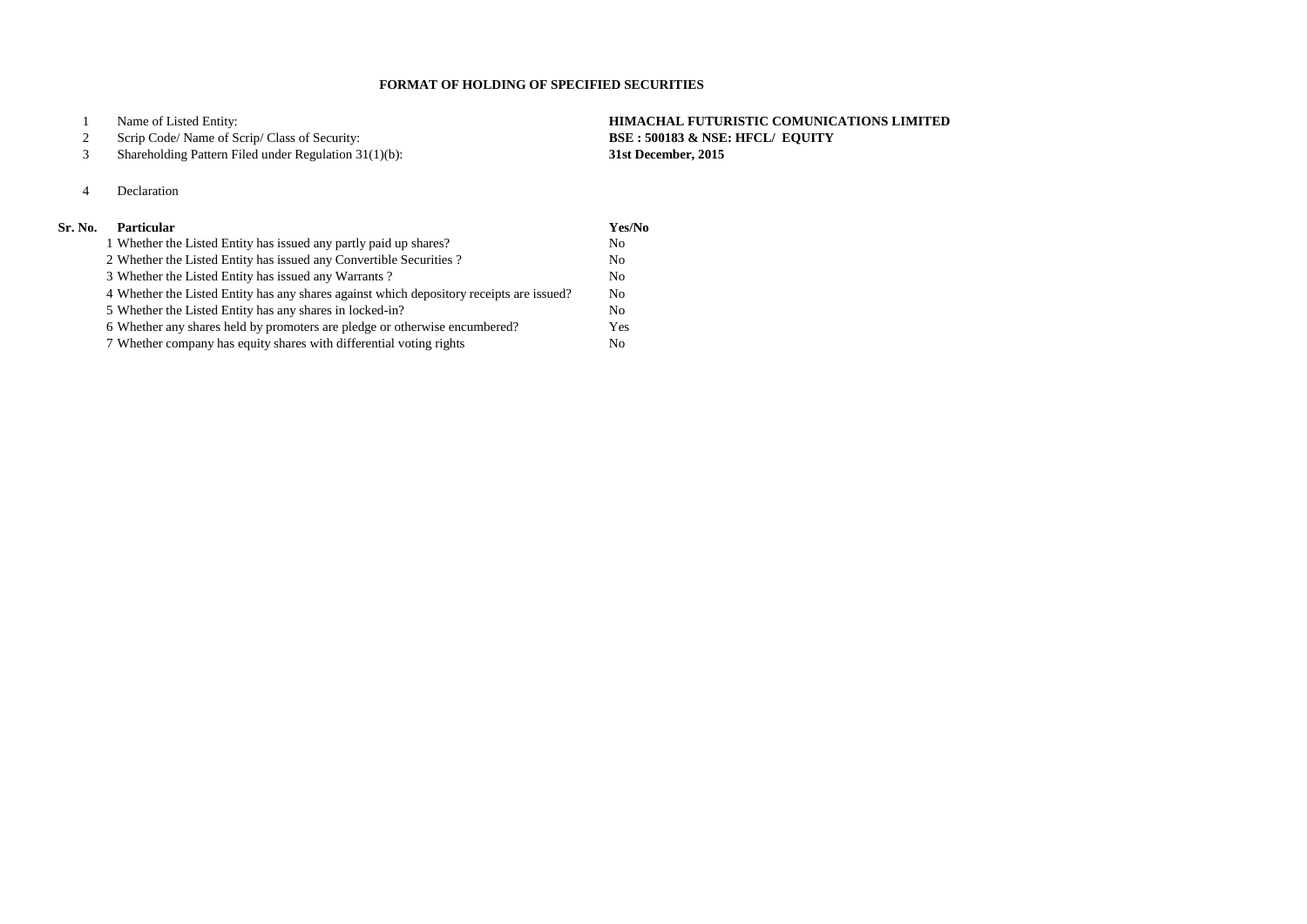# FORMAT OF HOLDING OF SPECIFIED SECURITIES

| | | |
|---|---|---|
| 1 | Name of Listed Entity: | **HIMACHAL FUTURISTIC COMUNICATIONS LIMITED** |
| 2 | Scrip Code/ Name of Scrip/ Class of Security: | **BSE : 500183 & NSE: HFCL/ EQUITY** |
| 3 | Shareholding Pattern Filed under Regulation 31(1)(b): | **31st December, 2015** |
| 4 | Declaration | |

| Sr. No. | Particular | Yes/No |
|---|---|---|
| 1 | Whether the Listed Entity has issued any partly paid up shares? | No |
| 2 | Whether the Listed Entity has issued any Convertible Securities ? | No |
| 3 | Whether the Listed Entity has issued any Warrants ? | No |
| 4 | Whether the Listed Entity has any shares against which depository receipts are issued? | No |
| 5 | Whether the Listed Entity has any shares in locked-in? | No |
| 6 | Whether any shares held by promoters are pledge or otherwise encumbered? | Yes |
| 7 | Whether company has equity shares with differential voting rights | No |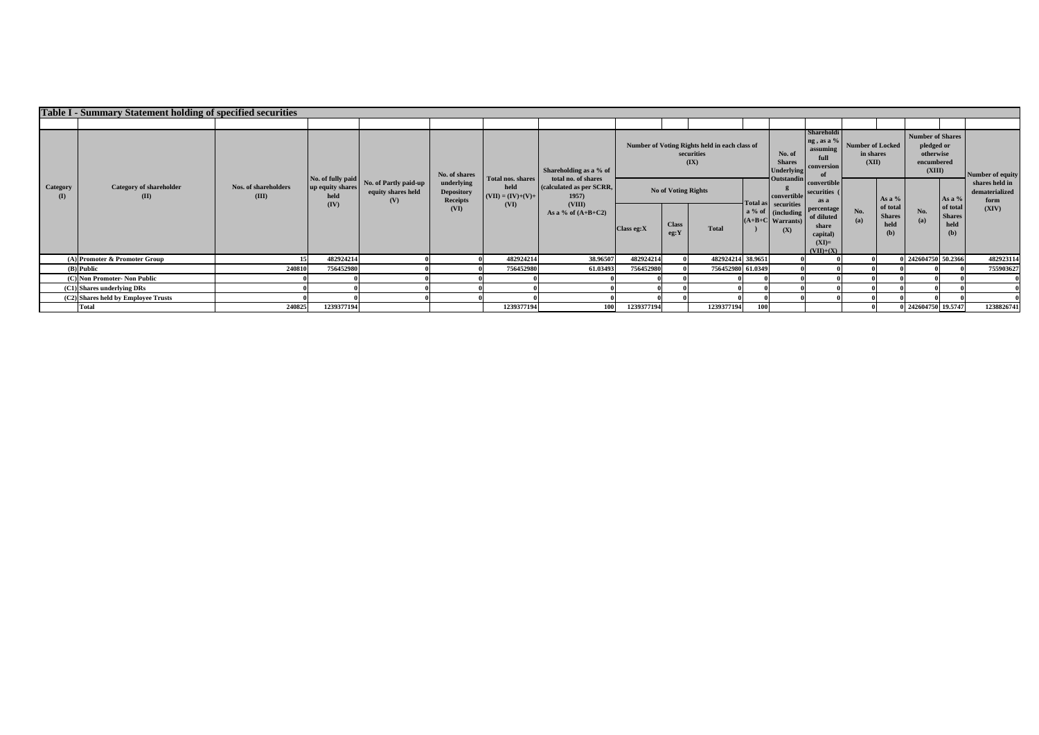## Table I - Summary Statement holding of specified securities

| Category (I) | Category of shareholder (II) | Nos. of shareholders (III) | No. of fully paid up equity shares held (IV) | No. of Partly paid-up equity shares held (V) | No. of shares underlying Depository Receipts (VI) | Total nos. shares held (VII) = (IV)+(V)+ (VI) | Shareholding as a % of total no. of shares (calculated as per SCRR, 1957) (VIII) As a % of (A+B+C2) | Number of Voting Rights held in each class of securities (IX) | | | | No. of Shares Underlying Outstanding convertible securities (including Warrants) (X) | Shareholding , as a % assuming full conversion of convertible securities ( as a percentage of diluted share capital) (XI)= (VII)+(X) | Number of Locked in shares (XII) | | Number of Shares pledged or otherwise encumbered (XIII) | | Number of equity shares held in dematerialized form (XIV) |
|---|---|---|---|---|---|---|---|---|---|---|---|---|---|---|---|---|---|---|
| | | | | | | | | No of Voting Rights | | | Total as a % of (A+B+C) | | | No. (a) | As a % of total Shares held (b) | No. (a) | As a % of total Shares held (b) | |
| | | | | | | | | Class eg:X | Class eg:Y | Total | | | | | | | | |
| (A) | Promoter & Promoter Group | 15 | 482924214 | 0 | 0 | 482924214 | 38.96507 | 482924214 | 0 | 482924214 | 38.9651 | | 0 | 0 | 0 | 242604750 | 50.2366 | 482923114 |
| (B) | Public | 240810 | 756452980 | 0 | 0 | 756452980 | 61.03493 | 756452980 | 0 | 756452980 | 61.0349 | 0 | 0 | 0 | 0 | 0 | 0 | 755903627 |
| (C) | Non Promoter- Non Public | 0 | 0 | 0 | 0 | 0 | 0 | 0 | 0 | 0 | 0 | 0 | 0 | 0 | 0 | 0 | 0 | 0 |
| (C1) | Shares underlying DRs | 0 | 0 | 0 | 0 | 0 | 0 | 0 | 0 | 0 | 0 | 0 | 0 | 0 | 0 | 0 | 0 | 0 |
| (C2) | Shares held by Employee Trusts | 0 | 0 | 0 | 0 | 0 | 0 | 0 | 0 | 0 | 0 | 0 | 0 | 0 | 0 | 0 | 0 | 0 |
| | Total | 240825 | 1239377194 | | | 1239377194 | 100 | 1239377194 | | 1239377194 | 100 | | | 0 | 0 | 242604750 | 19.5747 | 1238826741 |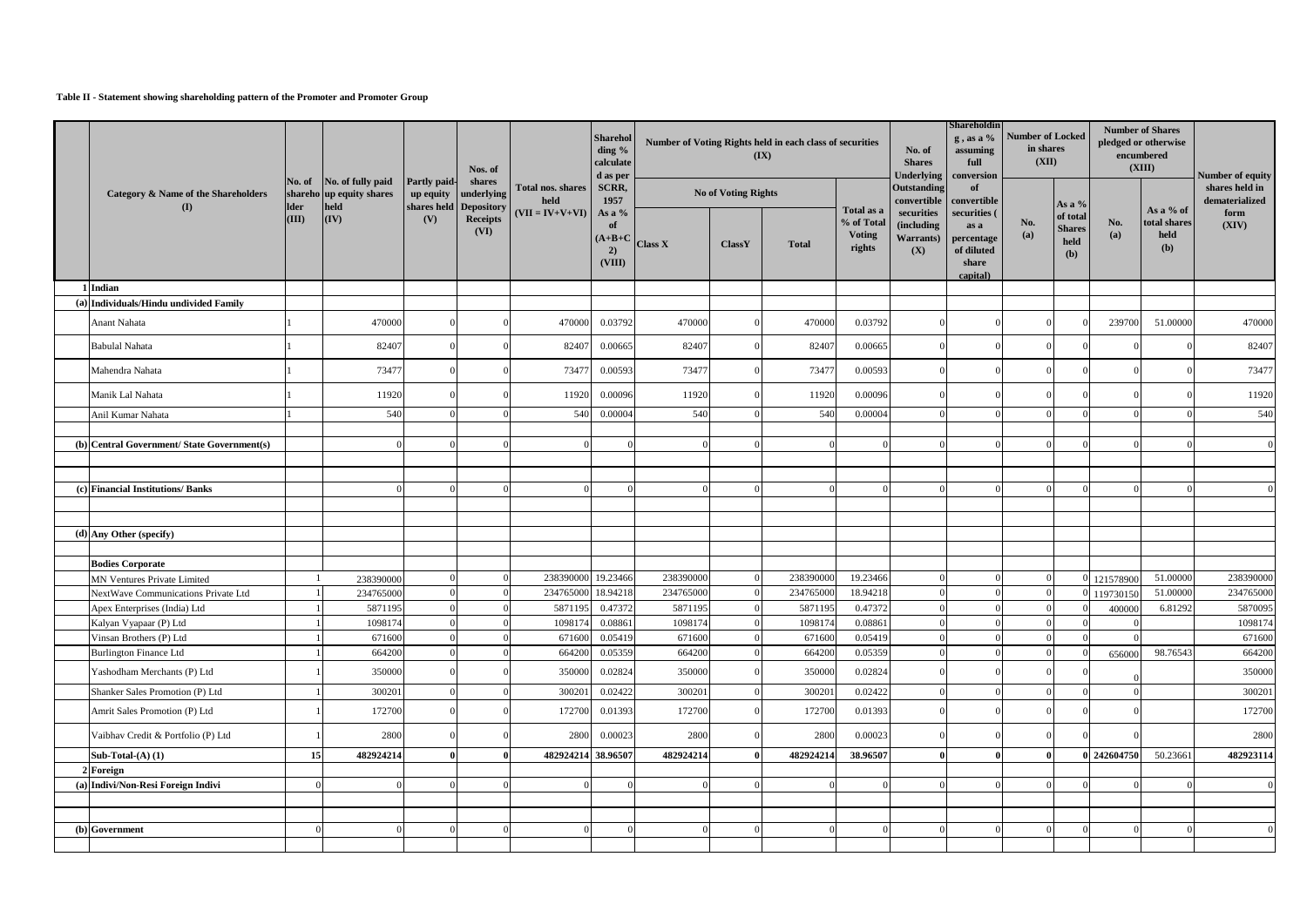**Table II - Statement showing shareholding pattern of the Promoter and Promoter Group**

| | Category & Name of the Shareholders (I) | No. of shareholder (III) | No. of fully paid up equity shares held (IV) | Partly paid-up equity shares held (V) | Nos. of shares underlying Depository Receipts (VI) | Total nos. shares held (VII = IV+V+VI) | Shareholding % calculated as per SCRR, 1957 As a % of (A+B+C2) (VIII) | Number of Voting Rights held in each class of securities (IX) | | | | No. of Shares Underlying Outstanding convertible securities (including Warrants) (X) | Shareholding , as a % assuming full conversion of convertible securities ( as a percentage of diluted share capital) | Number of Locked in shares (XII) | | Number of Shares pledged or otherwise encumbered (XIII) | | Number of equity shares held in dematerialized form (XIV) |
|---|---|---|---|---|---|---|---|---|---|---|---|---|---|---|---|---|---|---|
| | | | | | | | | No of Voting Rights | | | Total as a % of Total Voting rights | | | No. (a) | As a % of total Shares held (b) | No. (a) | As a % of total shares held (b) | |
| | | | | | | | | Class X | ClassY | Total | | | | | | | | |
| 1 | **Indian** | | | | | | | | | | | | | | | | | |
| (a) | **Individuals/Hindu undivided Family** | | | | | | | | | | | | | | | | | |
| | Anant Nahata | 1 | 470000 | 0 | 0 | 470000 | 0.03792 | 470000 | 0 | 470000 | 0.03792 | 0 | 0 | 0 | 0 | 239700 | 51.00000 | 470000 |
| | Babulal Nahata | 1 | 82407 | 0 | 0 | 82407 | 0.00665 | 82407 | 0 | 82407 | 0.00665 | 0 | 0 | 0 | 0 | 0 | 0 | 82407 |
| | Mahendra Nahata | 1 | 73477 | 0 | 0 | 73477 | 0.00593 | 73477 | 0 | 73477 | 0.00593 | 0 | 0 | 0 | 0 | 0 | 0 | 73477 |
| | Manik Lal Nahata | 1 | 11920 | 0 | 0 | 11920 | 0.00096 | 11920 | 0 | 11920 | 0.00096 | 0 | 0 | 0 | 0 | 0 | 0 | 11920 |
| | Anil Kumar Nahata | 1 | 540 | 0 | 0 | 540 | 0.00004 | 540 | 0 | 540 | 0.00004 | 0 | 0 | 0 | 0 | 0 | 0 | 540 |
| (b) | **Central Government/ State Government(s)** | | 0 | 0 | 0 | 0 | 0 | 0 | 0 | 0 | 0 | 0 | 0 | 0 | 0 | 0 | 0 | 0 |
| (c) | **Financial Institutions/ Banks** | | 0 | 0 | 0 | 0 | 0 | 0 | 0 | 0 | 0 | 0 | 0 | 0 | 0 | 0 | 0 | 0 |
| (d) | **Any Other (specify)** | | | | | | | | | | | | | | | | | |
| | **Bodies Corporate** | | | | | | | | | | | | | | | | | |
| | MN Ventures Private Limited | 1 | 238390000 | 0 | 0 | 238390000 | 19.23466 | 238390000 | 0 | 238390000 | 19.23466 | 0 | 0 | 0 | 0 | 121578900 | 51.00000 | 238390000 |
| | NextWave Communications Private Ltd | 1 | 234765000 | 0 | 0 | 234765000 | 18.94218 | 234765000 | 0 | 234765000 | 18.94218 | 0 | 0 | 0 | 0 | 119730150 | 51.00000 | 234765000 |
| | Apex Enterprises (India) Ltd | 1 | 5871195 | 0 | 0 | 5871195 | 0.47372 | 5871195 | 0 | 5871195 | 0.47372 | 0 | 0 | 0 | 0 | 400000 | 6.81292 | 5870095 |
| | Kalyan Vyapaar (P) Ltd | 1 | 1098174 | 0 | 0 | 1098174 | 0.08861 | 1098174 | 0 | 1098174 | 0.08861 | 0 | 0 | 0 | 0 | 0 | | 1098174 |
| | Vinsan Brothers (P) Ltd | 1 | 671600 | 0 | 0 | 671600 | 0.05419 | 671600 | 0 | 671600 | 0.05419 | 0 | 0 | 0 | 0 | 0 | | 671600 |
| | Burlington Finance Ltd | 1 | 664200 | 0 | 0 | 664200 | 0.05359 | 664200 | 0 | 664200 | 0.05359 | 0 | 0 | 0 | 0 | 656000 | 98.76543 | 664200 |
| | Yashodham Merchants (P) Ltd | 1 | 350000 | 0 | 0 | 350000 | 0.02824 | 350000 | 0 | 350000 | 0.02824 | 0 | 0 | 0 | 0 | 0 | | 350000 |
| | Shanker Sales Promotion (P) Ltd | 1 | 300201 | 0 | 0 | 300201 | 0.02422 | 300201 | 0 | 300201 | 0.02422 | 0 | 0 | 0 | 0 | 0 | | 300201 |
| | Amrit Sales Promotion (P) Ltd | 1 | 172700 | 0 | 0 | 172700 | 0.01393 | 172700 | 0 | 172700 | 0.01393 | 0 | 0 | 0 | 0 | 0 | | 172700 |
| | Vaibhav Credit & Portfolio (P) Ltd | 1 | 2800 | 0 | 0 | 2800 | 0.00023 | 2800 | 0 | 2800 | 0.00023 | 0 | 0 | 0 | 0 | 0 | | 2800 |
| | **Sub-Total-(A) (1)** | **15** | **482924214** | **0** | **0** | **482924214** | **38.96507** | **482924214** | **0** | **482924214** | **38.96507** | **0** | **0** | **0** | **0** | **242604750** | 50.23661 | **482923114** |
| 2 | **Foreign** | | | | | | | | | | | | | | | | | |
| (a) | **Indivi/Non-Resi Foreign Indivi** | 0 | 0 | 0 | 0 | 0 | 0 | 0 | 0 | 0 | 0 | 0 | 0 | 0 | 0 | 0 | 0 | 0 |
| (b) | **Government** | 0 | 0 | 0 | 0 | 0 | 0 | 0 | 0 | 0 | 0 | 0 | 0 | 0 | 0 | 0 | 0 | 0 |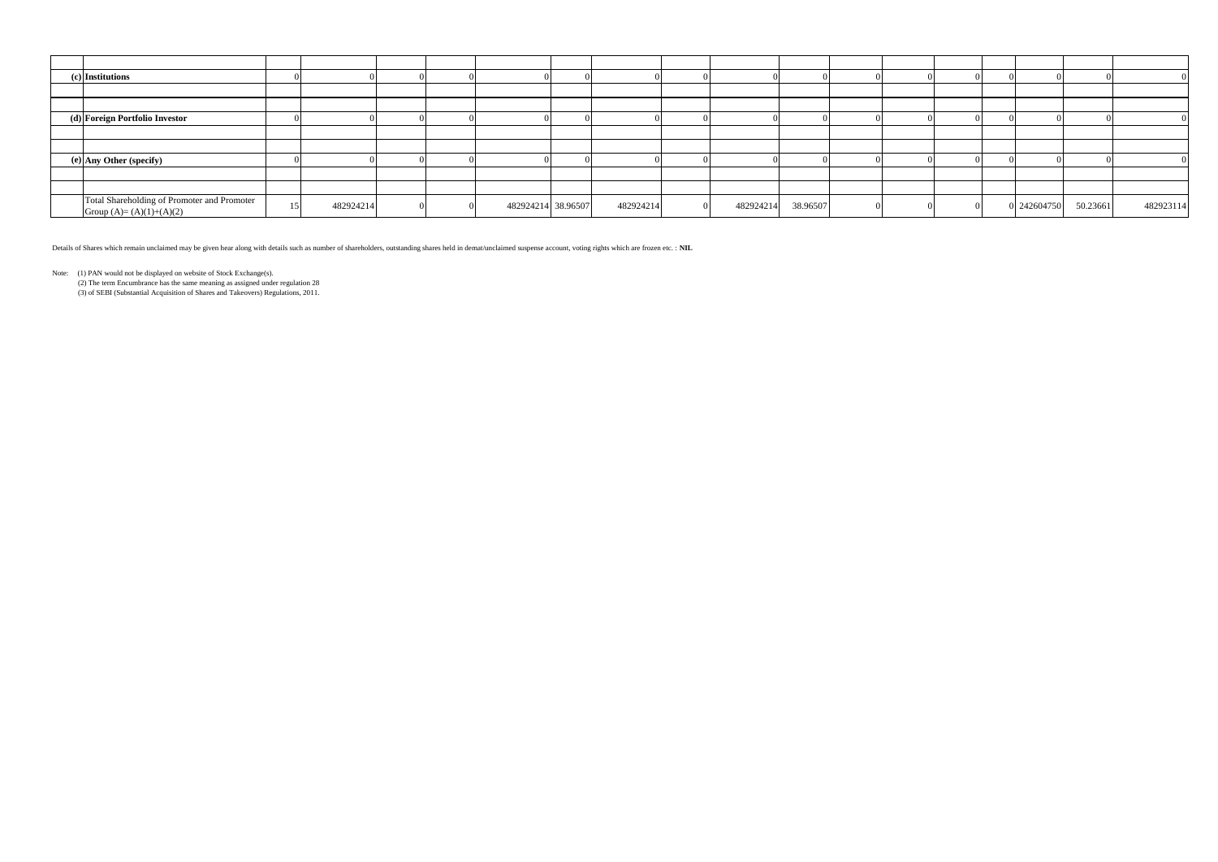| | | | | | | | | | | | | | | | | | | |
|---|---|---|---|---|---|---|---|---|---|---|---|---|---|---|---|---|---|---|
| | | | | | | | | | | | | | | | | | | |
| (c) | **Institutions** | 0 | 0 | 0 | 0 | 0 | 0 | 0 | 0 | 0 | 0 | 0 | 0 | 0 | 0 | 0 | 0 | 0 |
| | | | | | | | | | | | | | | | | | | |
| | | | | | | | | | | | | | | | | | | |
| (d) | **Foreign Portfolio Investor** | 0 | 0 | 0 | 0 | 0 | 0 | 0 | 0 | 0 | 0 | 0 | 0 | 0 | 0 | 0 | 0 | 0 |
| | | | | | | | | | | | | | | | | | | |
| | | | | | | | | | | | | | | | | | | |
| (e) | **Any Other (specify)** | 0 | 0 | 0 | 0 | 0 | 0 | 0 | 0 | 0 | 0 | 0 | 0 | 0 | 0 | 0 | 0 | 0 |
| | | | | | | | | | | | | | | | | | | |
| | | | | | | | | | | | | | | | | | | |
| | Total Shareholding of Promoter and Promoter Group (A)= (A)(1)+(A)(2) | 15 | 482924214 | 0 | 0 | 482924214 | 38.96507 | 482924214 | 0 | 482924214 | 38.96507 | 0 | 0 | 0 | 0 | 242604750 | 50.23661 | 482923114 |

Details of Shares which remain unclaimed may be given hear along with details such as number of shareholders, outstanding shares held in demat/unclaimed suspense account, voting rights which are frozen etc. : **NIL**

Note: (1) PAN would not be displayed on website of Stock Exchange(s).
(2) The term Encumbrance has the same meaning as assigned under regulation 28
(3) of SEBI (Substantial Acquisition of Shares and Takeovers) Regulations, 2011.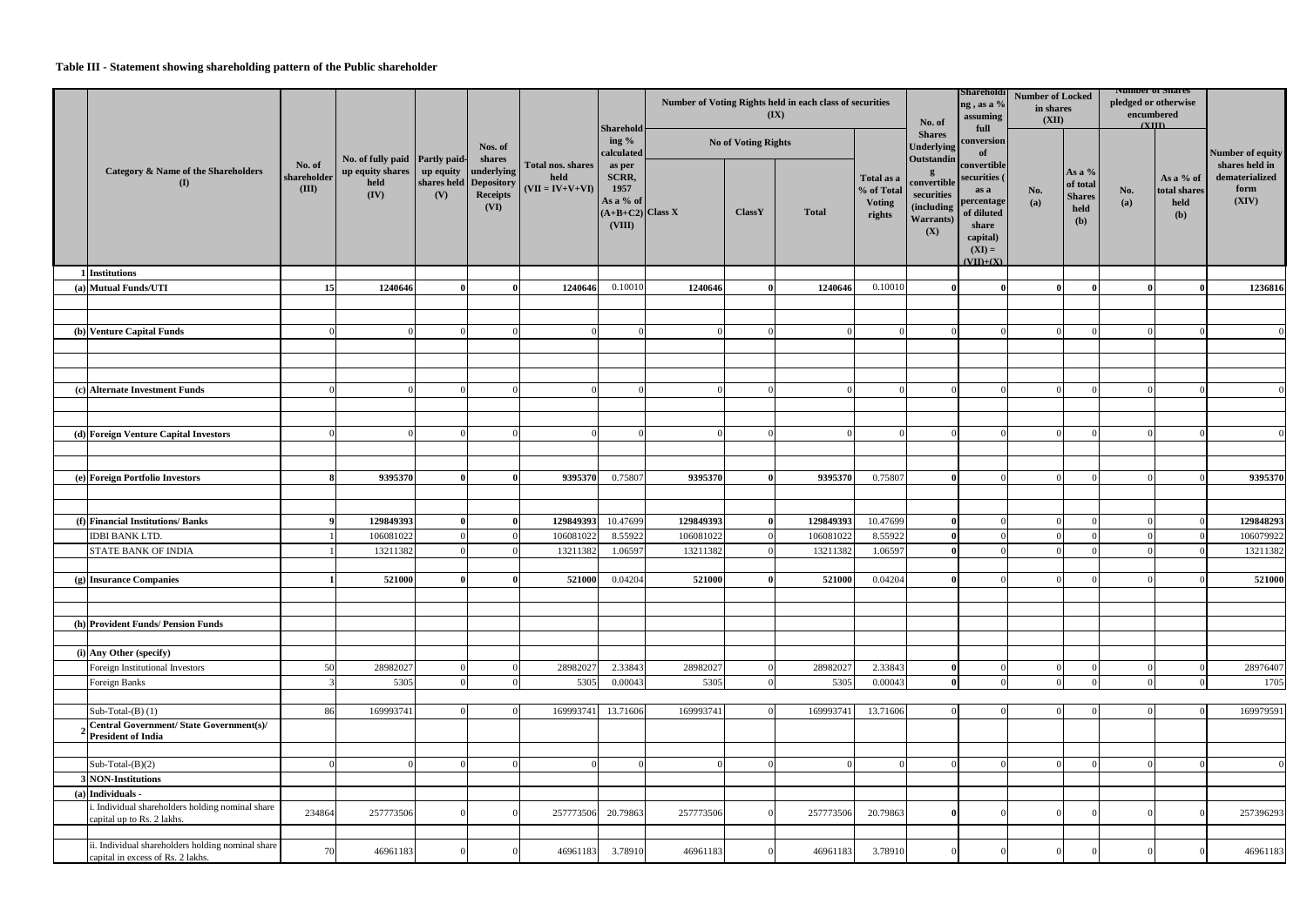**Table III - Statement showing shareholding pattern of the Public shareholder**

| | Category & Name of the Shareholders (I) | No. of shareholder (III) | No. of fully paid up equity shares held (IV) | Partly paid-up equity shares held (V) | Nos. of shares underlying Depository Receipts (VI) | Total nos. shares held (VII = IV+V+VI) | Shareholding % calculated as per SCRR, 1957 As a % of (A+B+C2) (VIII) | Number of Voting Rights held in each class of securities (IX) | | | | No. of Shares Underlying Outstanding convertible securities (including Warrants) (X) | Shareholding , as a % assuming full conversion of convertible securities ( as a percentage of diluted share capital) (XI) = (VII)+(X) | Number of Locked in shares (XII) | | Number of Shares pledged or otherwise encumbered (XIII) | | Number of equity shares held in dematerialized form (XIV) |
|---|---|---|---|---|---|---|---|---|---|---|---|---|---|---|---|---|---|---|
| | | | | | | | | No of Voting Rights | | | Total as a % of Total Voting rights | | | No. (a) | As a % of total Shares held (b) | No. (a) | As a % of total shares held (b) | |
| | | | | | | | | Class X | ClassY | Total | | | | | | | | |
| 1 | **Institutions** | | | | | | | | | | | | | | | | | |
| (a) | **Mutual Funds/UTI** | **15** | **1240646** | **0** | **0** | **1240646** | 0.10010 | **1240646** | **0** | **1240646** | 0.10010 | **0** | **0** | **0** | **0** | **0** | **0** | **1236816** |
| (b) | **Venture Capital Funds** | 0 | 0 | 0 | 0 | 0 | 0 | 0 | 0 | 0 | 0 | 0 | 0 | 0 | 0 | 0 | 0 | 0 |
| (c) | **Alternate Investment Funds** | 0 | 0 | 0 | 0 | 0 | 0 | 0 | 0 | 0 | 0 | 0 | 0 | 0 | 0 | 0 | 0 | 0 |
| (d) | **Foreign Venture Capital Investors** | 0 | 0 | 0 | 0 | 0 | 0 | 0 | 0 | 0 | 0 | 0 | 0 | 0 | 0 | 0 | 0 | 0 |
| (e) | **Foreign Portfolio Investors** | **8** | **9395370** | **0** | **0** | **9395370** | 0.75807 | **9395370** | **0** | **9395370** | 0.75807 | **0** | 0 | 0 | 0 | 0 | 0 | **9395370** |
| (f) | **Financial Institutions/ Banks** | **9** | **129849393** | **0** | **0** | **129849393** | 10.47699 | **129849393** | **0** | **129849393** | 10.47699 | **0** | 0 | 0 | 0 | 0 | 0 | **129848293** |
| | IDBI BANK LTD. | 1 | 106081022 | 0 | 0 | 106081022 | 8.55922 | 106081022 | 0 | 106081022 | 8.55922 | **0** | 0 | 0 | 0 | 0 | 0 | 106079922 |
| | STATE BANK OF INDIA | 1 | 13211382 | 0 | 0 | 13211382 | 1.06597 | 13211382 | 0 | 13211382 | 1.06597 | **0** | 0 | 0 | 0 | 0 | 0 | 13211382 |
| (g) | **Insurance Companies** | **1** | **521000** | **0** | **0** | **521000** | 0.04204 | **521000** | **0** | **521000** | 0.04204 | **0** | 0 | 0 | 0 | 0 | 0 | **521000** |
| (h) | **Provident Funds/ Pension Funds** | | | | | | | | | | | | | | | | | |
| (i) | **Any Other (specify)** | | | | | | | | | | | | | | | | | |
| | Foreign Institutional Investors | 50 | 28982027 | 0 | 0 | 28982027 | 2.33843 | 28982027 | 0 | 28982027 | 2.33843 | **0** | 0 | 0 | 0 | 0 | 0 | 28976407 |
| | Foreign Banks | 3 | 5305 | 0 | 0 | 5305 | 0.00043 | 5305 | 0 | 5305 | 0.00043 | **0** | 0 | 0 | 0 | 0 | 0 | 1705 |
| | Sub-Total-(B) (1) | 86 | 169993741 | 0 | 0 | 169993741 | 13.71606 | 169993741 | 0 | 169993741 | 13.71606 | 0 | 0 | 0 | 0 | 0 | 0 | 169979591 |
| 2 | **Central Government/ State Government(s)/ President of India** | | | | | | | | | | | | | | | | | |
| | Sub-Total-(B)(2) | 0 | 0 | 0 | 0 | 0 | 0 | 0 | 0 | 0 | 0 | 0 | 0 | 0 | 0 | 0 | 0 | 0 |
| 3 | **NON-Institutions** | | | | | | | | | | | | | | | | | |
| (a) | **Individuals -** | | | | | | | | | | | | | | | | | |
| | i. Individual shareholders holding nominal share capital up to Rs. 2 lakhs. | 234864 | 257773506 | 0 | 0 | 257773506 | 20.79863 | 257773506 | 0 | 257773506 | 20.79863 | **0** | 0 | 0 | 0 | 0 | 0 | 257396293 |
| | ii. Individual shareholders holding nominal share capital in excess of Rs. 2 lakhs. | 70 | 46961183 | 0 | 0 | 46961183 | 3.78910 | 46961183 | 0 | 46961183 | 3.78910 | 0 | 0 | 0 | 0 | 0 | 0 | 46961183 |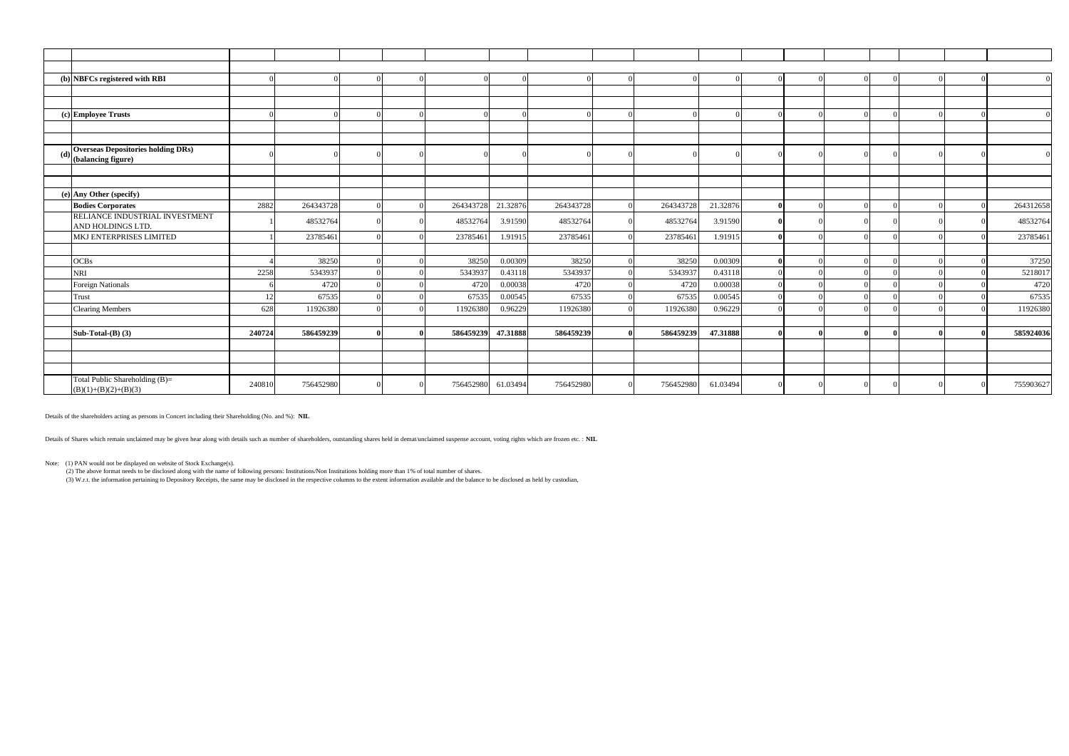| | | | | | | | | | | | | | | | | | | |
|---|---|---|---|---|---|---|---|---|---|---|---|---|---|---|---|---|---|---|
| | | | | | | | | | | | | | | | | | | |
| | | | | | | | | | | | | | | | | | | |
| (b) | **NBFCs registered with RBI** | 0 | 0 | 0 | 0 | 0 | 0 | 0 | 0 | 0 | 0 | 0 | 0 | 0 | 0 | 0 | 0 | 0 |
| | | | | | | | | | | | | | | | | | | |
| | | | | | | | | | | | | | | | | | | |
| (c) | **Employee Trusts** | 0 | 0 | 0 | 0 | 0 | 0 | 0 | 0 | 0 | 0 | 0 | 0 | 0 | 0 | 0 | 0 | 0 |
| | | | | | | | | | | | | | | | | | | |
| | | | | | | | | | | | | | | | | | | |
| (d) | **Overseas Depositories holding DRs) (balancing figure)** | 0 | 0 | 0 | 0 | 0 | 0 | 0 | 0 | 0 | 0 | 0 | 0 | 0 | 0 | 0 | 0 | 0 |
| | | | | | | | | | | | | | | | | | | |
| | | | | | | | | | | | | | | | | | | |
| (e) | **Any Other (specify)** | | | | | | | | | | | | | | | | | |
| | **Bodies Corporates** | 2882 | 264343728 | 0 | 0 | 264343728 | 21.32876 | 264343728 | 0 | 264343728 | 21.32876 | **0** | 0 | 0 | 0 | 0 | 0 | 264312658 |
| | RELIANCE INDUSTRIAL INVESTMENT AND HOLDINGS LTD. | 1 | 48532764 | 0 | 0 | 48532764 | 3.91590 | 48532764 | 0 | 48532764 | 3.91590 | **0** | 0 | 0 | 0 | 0 | 0 | 48532764 |
| | MKJ ENTERPRISES LIMITED | 1 | 23785461 | 0 | 0 | 23785461 | 1.91915 | 23785461 | 0 | 23785461 | 1.91915 | **0** | 0 | 0 | 0 | 0 | 0 | 23785461 |
| | | | | | | | | | | | | | | | | | | |
| | OCBs | 4 | 38250 | 0 | 0 | 38250 | 0.00309 | 38250 | 0 | 38250 | 0.00309 | **0** | 0 | 0 | 0 | 0 | 0 | 37250 |
| | NRI | 2258 | 5343937 | 0 | 0 | 5343937 | 0.43118 | 5343937 | 0 | 5343937 | 0.43118 | 0 | 0 | 0 | 0 | 0 | 0 | 5218017 |
| | Foreign Nationals | 6 | 4720 | 0 | 0 | 4720 | 0.00038 | 4720 | 0 | 4720 | 0.00038 | 0 | 0 | 0 | 0 | 0 | 0 | 4720 |
| | Trust | 12 | 67535 | 0 | 0 | 67535 | 0.00545 | 67535 | 0 | 67535 | 0.00545 | 0 | 0 | 0 | 0 | 0 | 0 | 67535 |
| | Clearing Members | 628 | 11926380 | 0 | 0 | 11926380 | 0.96229 | 11926380 | 0 | 11926380 | 0.96229 | 0 | 0 | 0 | 0 | 0 | 0 | 11926380 |
| | | | | | | | | | | | | | | | | | | |
| | **Sub-Total-(B) (3)** | **240724** | **586459239** | **0** | **0** | **586459239** | **47.31888** | **586459239** | **0** | **586459239** | **47.31888** | **0** | **0** | **0** | **0** | **0** | **0** | **585924036** |
| | | | | | | | | | | | | | | | | | | |
| | | | | | | | | | | | | | | | | | | |
| | | | | | | | | | | | | | | | | | | |
| | Total Public Shareholding (B)= (B)(1)+(B)(2)+(B)(3) | 240810 | 756452980 | 0 | 0 | 756452980 | 61.03494 | 756452980 | 0 | 756452980 | 61.03494 | 0 | 0 | 0 | 0 | 0 | 0 | 755903627 |

Details of the shareholders acting as persons in Concert including their Shareholding (No. and %): **NIL**

Details of Shares which remain unclaimed may be given hear along with details such as number of shareholders, outstanding shares held in demat/unclaimed suspense account, voting rights which are frozen etc. : **NIL**

Note: (1) PAN would not be displayed on website of Stock Exchange(s).

(2) The above format needs to be disclosed along with the name of following persons: Institutions/Non Institutions holding more than 1% of total number of shares.

(3) W.r.t. the information pertaining to Depository Receipts, the same may be disclosed in the respective columns to the extent information available and the balance to be disclosed as held by custodian,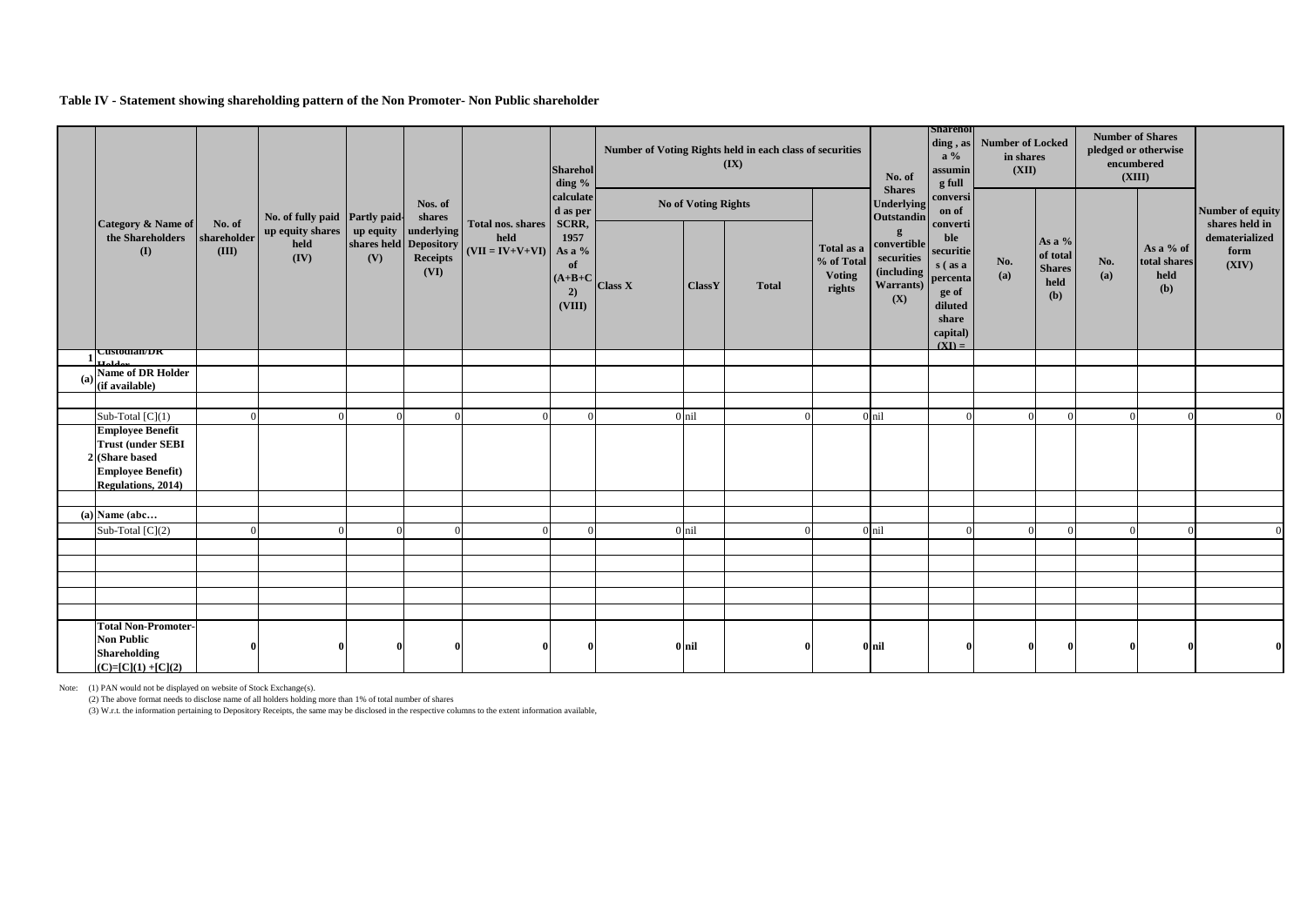**Table IV - Statement showing shareholding pattern of the Non Promoter- Non Public shareholder**

| | Category & Name of the Shareholders (I) | No. of shareholder (III) | No. of fully paid up equity shares held (IV) | Partly paid-up equity shares held (V) | Nos. of shares underlying Depository Receipts (VI) | Total nos. shares held (VII = IV+V+VI) | Shareholding % calculated as per SCRR, 1957 As a % of (A+B+C2) (VIII) | Number of Voting Rights held in each class of securities (IX) | | | | No. of Shares Underlying Outstanding convertible securities (including Warrants) (X) | Shareholding , as a % assuming full conversion of convertible securities ( as a percentage of diluted share capital) (XI) = | Number of Locked in shares (XII) | | Number of Shares pledged or otherwise encumbered (XIII) | | Number of equity shares held in dematerialized form (XIV) |
|---|---|---|---|---|---|---|---|---|---|---|---|---|---|---|---|---|---|---|
| | | | | | | | | No of Voting Rights | | | Total as a % of Total Voting rights | | | No. (a) | As a % of total Shares held (b) | No. (a) | As a % of total shares held (b) | |
| | | | | | | | | Class X | ClassY | Total | | | | | | | | |
| 1 | Custodian/DR Holder | | | | | | | | | | | | | | | | | |
| (a) | Name of DR Holder (if available) | | | | | | | | | | | | | | | | | |
| | | | | | | | | | | | | | | | | | | |
| | Sub-Total [C](1) | 0 | 0 | 0 | 0 | 0 | 0 | 0 | nil | 0 | 0 | nil | 0 | 0 | 0 | 0 | 0 | 0 |
| 2 | Employee Benefit Trust (under SEBI (Share based Employee Benefit) Regulations, 2014) | | | | | | | | | | | | | | | | | |
| | | | | | | | | | | | | | | | | | | |
| (a) | Name (abc… | | | | | | | | | | | | | | | | | |
| | Sub-Total [C](2) | 0 | 0 | 0 | 0 | 0 | 0 | 0 | nil | 0 | 0 | nil | 0 | 0 | 0 | 0 | 0 | 0 |
| | | | | | | | | | | | | | | | | | | |
| | | | | | | | | | | | | | | | | | | |
| | | | | | | | | | | | | | | | | | | |
| | | | | | | | | | | | | | | | | | | |
| | | | | | | | | | | | | | | | | | | |
| | **Total Non-Promoter-Non Public Shareholding (C)=[C](1) +[C](2)** | **0** | **0** | **0** | **0** | **0** | **0** | **0** | **nil** | **0** | **0** | **nil** | **0** | **0** | **0** | **0** | **0** | **0** |

Note: (1) PAN would not be displayed on website of Stock Exchange(s).

(2) The above format needs to disclose name of all holders holding more than 1% of total number of shares

(3) W.r.t. the information pertaining to Depository Receipts, the same may be disclosed in the respective columns to the extent information available,